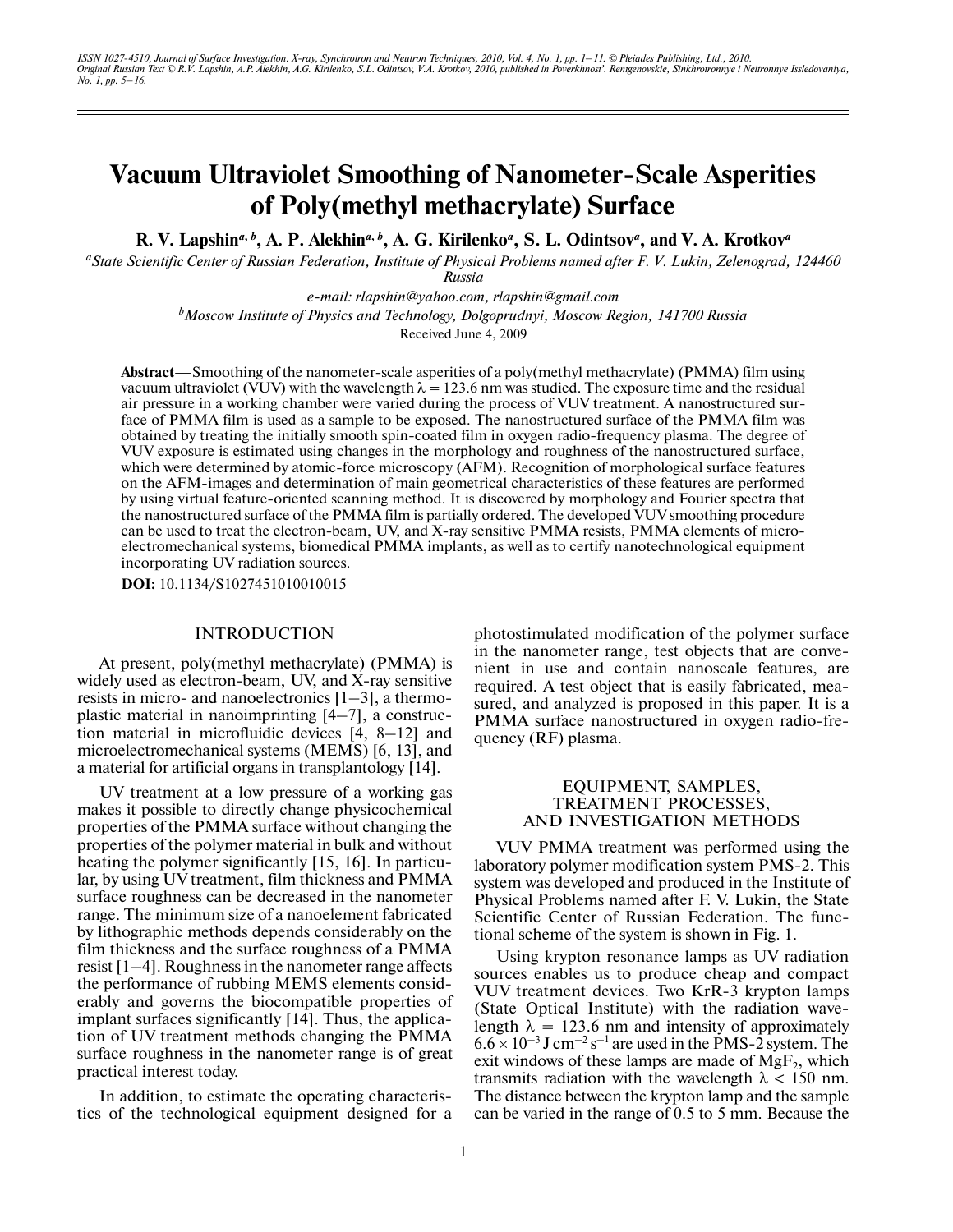# Vacuum Ultraviolet Smoothing of Nanometer-Scale Asperities of Poly(methyl methacrylate) Surface

**R. V. Lapshin[a, b], A. P. Alekhin[a, b], A. G. Kirilenko[a], S. L. Odintsov[a], and V. A. Krotkov[a]**

[a]*State Scientific Center of Russian Federation, Institute of Physical Problems named after F. V. Lukin, Zelenograd, 124460 Russia*

*e-mail: rlapshin@yahoo.com, rlapshin@gmail.com*

[b]*Moscow Institute of Physics and Technology, Dolgoprudnyi, Moscow Region, 141700 Russia*

Received June 4, 2009

**Abstract**—Smoothing of the nanometer-scale asperities of a poly(methyl methacrylate) (PMMA) film using vacuum ultraviolet (VUV) with the wavelength $\lambda = 123.6$ nm was studied. The exposure time and the residual air pressure in a working chamber were varied during the process of VUV treatment. A nanostructured surface of PMMA film is used as a sample to be exposed. The nanostructured surface of the PMMA film was obtained by treating the initially smooth spin-coated film in oxygen radio-frequency plasma. The degree of VUV exposure is estimated using changes in the morphology and roughness of the nanostructured surface, which were determined by atomic-force microscopy (AFM). Recognition of morphological surface features on the AFM-images and determination of main geometrical characteristics of these features are performed by using virtual feature-oriented scanning method. It is discovered by morphology and Fourier spectra that the nanostructured surface of the PMMA film is partially ordered. The developed VUV smoothing procedure can be used to treat the electron-beam, UV, and X-ray sensitive PMMA resists, PMMA elements of micro-electromechanical systems, biomedical PMMA implants, as well as to certify nanotechnological equipment incorporating UV radiation sources.

**DOI:** 10.1134/S1027451010010015

## INTRODUCTION

At present, poly(methyl methacrylate) (PMMA) is widely used as electron-beam, UV, and X-ray sensitive resists in micro- and nanoelectronics [1–3], a thermoplastic material in nanoimprinting [4–7], a construction material in microfluidic devices [4, 8–12] and microelectromechanical systems (MEMS) [6, 13], and a material for artificial organs in transplantology [14].

UV treatment at a low pressure of a working gas makes it possible to directly change physicochemical properties of the PMMA surface without changing the properties of the polymer material in bulk and without heating the polymer significantly [15, 16]. In particular, by using UV treatment, film thickness and PMMA surface roughness can be decreased in the nanometer range. The minimum size of a nanoelement fabricated by lithographic methods depends considerably on the film thickness and the surface roughness of a PMMA resist [1–4]. Roughness in the nanometer range affects the performance of rubbing MEMS elements considerably and governs the biocompatible properties of implant surfaces significantly [14]. Thus, the application of UV treatment methods changing the PMMA surface roughness in the nanometer range is of great practical interest today.

In addition, to estimate the operating characteristics of the technological equipment designed for a photostimulated modification of the polymer surface in the nanometer range, test objects that are convenient in use and contain nanoscale features, are required. A test object that is easily fabricated, measured, and analyzed is proposed in this paper. It is a PMMA surface nanostructured in oxygen radio-frequency (RF) plasma.

## EQUIPMENT, SAMPLES, TREATMENT PROCESSES, AND INVESTIGATION METHODS

VUV PMMA treatment was performed using the laboratory polymer modification system PMS-2. This system was developed and produced in the Institute of Physical Problems named after F. V. Lukin, the State Scientific Center of Russian Federation. The functional scheme of the system is shown in Fig. 1.

Using krypton resonance lamps as UV radiation sources enables us to produce cheap and compact VUV treatment devices. Two KrR-3 krypton lamps (State Optical Institute) with the radiation wavelength $\lambda = 123.6$ nm and intensity of approximately $6.6 \times 10^{-3}$ J cm$^{-2}$ s$^{-1}$ are used in the PMS-2 system. The exit windows of these lamps are made of $MgF_2$, which transmits radiation with the wavelength $\lambda < 150$ nm. The distance between the krypton lamp and the sample can be varied in the range of 0.5 to 5 mm. Because the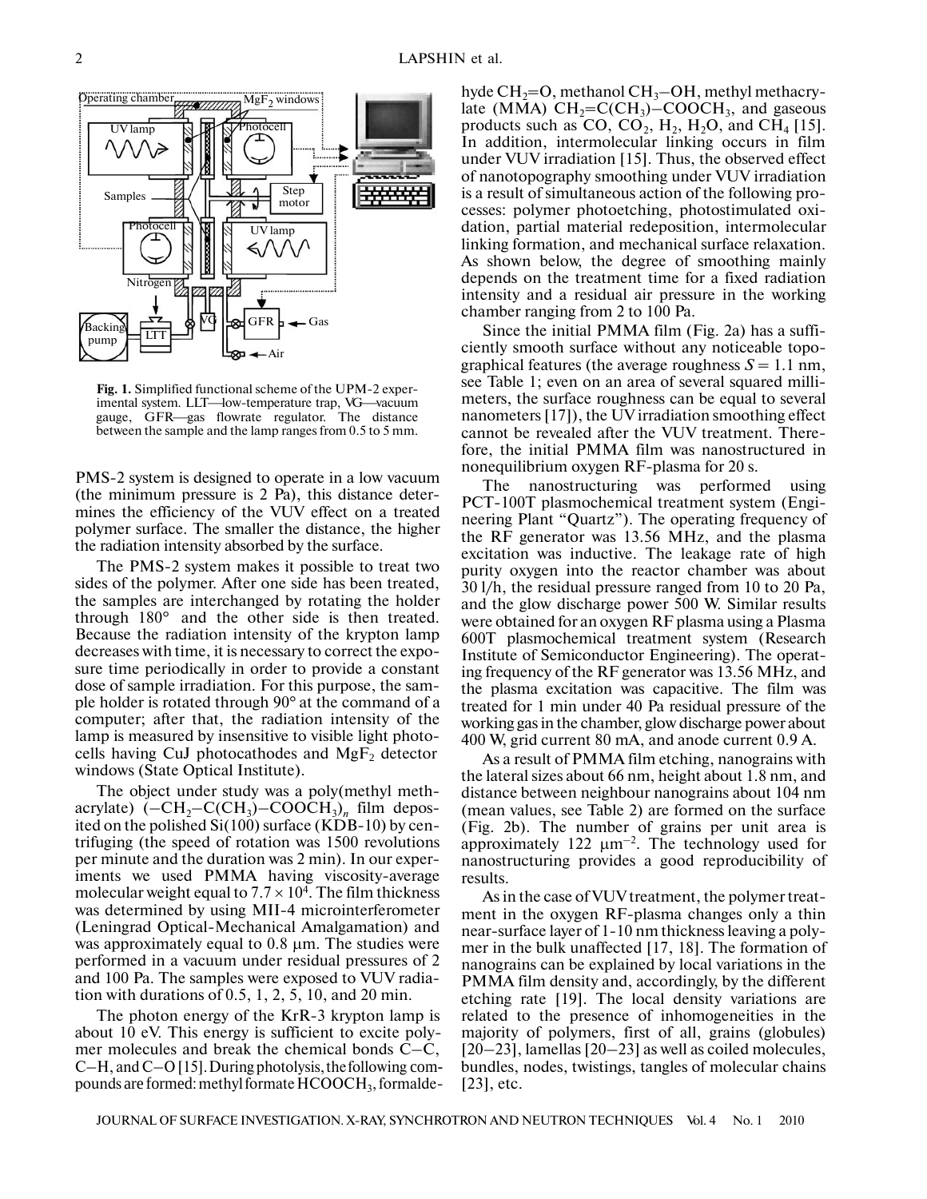Operating chamber MgF$_2$ windows

UV lamp Photocell

Samples Step motor

Photocell UV lamp

Nitrogen

Backing pump LTT VG GFR Gas

Air

**Fig. 1.** Simplified functional scheme of the UPM-2 experimental system. LLT—low-temperature trap, VG—vacuum gauge, GFR—gas flowrate regulator. The distance between the sample and the lamp ranges from 0.5 to 5 mm.

PMS-2 system is designed to operate in a low vacuum (the minimum pressure is 2 Pa), this distance determines the efficiency of the VUV effect on a treated polymer surface. The smaller the distance, the higher the radiation intensity absorbed by the surface.

The PMS-2 system makes it possible to treat two sides of the polymer. After one side has been treated, the samples are interchanged by rotating the holder through 180° and the other side is then treated. Because the radiation intensity of the krypton lamp decreases with time, it is necessary to correct the exposure time periodically in order to provide a constant dose of sample irradiation. For this purpose, the sample holder is rotated through 90° at the command of a computer; after that, the radiation intensity of the lamp is measured by insensitive to visible light photocells having CuJ photocathodes and MgF$_2$ detector windows (State Optical Institute).

The object under study was a poly(methyl methacrylate) $(-CH_2-C(CH_3)-COOCH_3)_n$ film deposited on the polished Si(100) surface (KDB-10) by centrifuging (the speed of rotation was 1500 revolutions per minute and the duration was 2 min). In our experiments we used PMMA having viscosity-average molecular weight equal to $7.7 \times 10^4$. The film thickness was determined by using MII-4 microinterferometer (Leningrad Optical-Mechanical Amalgamation) and was approximately equal to 0.8 μm. The studies were performed in a vacuum under residual pressures of 2 and 100 Pa. The samples were exposed to VUV radiation with durations of 0.5, 1, 2, 5, 10, and 20 min.

The photon energy of the KrR-3 krypton lamp is about 10 eV. This energy is sufficient to excite polymer molecules and break the chemical bonds C–C, C–H, and C–O [15]. During photolysis, the following compounds are formed: methyl formate $HCOOCH_3$, formaldehyde $CH_2{=}O$, methanol $CH_3-OH$, methyl methacrylate (MMA) $CH_2{=}C(CH_3)-COOCH_3$, and gaseous products such as CO, $CO_2$, $H_2$, $H_2O$, and $CH_4$ [15]. In addition, intermolecular linking occurs in film under VUV irradiation [15]. Thus, the observed effect of nanotopography smoothing under VUV irradiation is a result of simultaneous action of the following processes: polymer photoetching, photostimulated oxidation, partial material redeposition, intermolecular linking formation, and mechanical surface relaxation. As shown below, the degree of smoothing mainly depends on the treatment time for a fixed radiation intensity and a residual air pressure in the working chamber ranging from 2 to 100 Pa.

Since the initial PMMA film (Fig. 2a) has a sufficiently smooth surface without any noticeable topographical features (the average roughness $S = 1.1$ nm, see Table 1; even on an area of several squared millimeters, the surface roughness can be equal to several nanometers [17]), the UV irradiation smoothing effect cannot be revealed after the VUV treatment. Therefore, the initial PMMA film was nanostructured in nonequilibrium oxygen RF-plasma for 20 s.

The nanostructuring was performed using PCT-100T plasmochemical treatment system (Engineering Plant "Quartz"). The operating frequency of the RF generator was 13.56 MHz, and the plasma excitation was inductive. The leakage rate of high purity oxygen into the reactor chamber was about 30 l/h, the residual pressure ranged from 10 to 20 Pa, and the glow discharge power 500 W. Similar results were obtained for an oxygen RF plasma using a Plasma 600T plasmochemical treatment system (Research Institute of Semiconductor Engineering). The operating frequency of the RF generator was 13.56 MHz, and the plasma excitation was capacitive. The film was treated for 1 min under 40 Pa residual pressure of the working gas in the chamber, glow discharge power about 400 W, grid current 80 mA, and anode current 0.9 A.

As a result of PMMA film etching, nanograins with the lateral sizes about 66 nm, height about 1.8 nm, and distance between neighbour nanograins about 104 nm (mean values, see Table 2) are formed on the surface (Fig. 2b). The number of grains per unit area is approximately 122 μm$^{-2}$. The technology used for nanostructuring provides a good reproducibility of results.

As in the case of VUV treatment, the polymer treatment in the oxygen RF-plasma changes only a thin near-surface layer of 1-10 nm thickness leaving a polymer in the bulk unaffected [17, 18]. The formation of nanograins can be explained by local variations in the PMMA film density and, accordingly, by the different etching rate [19]. The local density variations are related to the presence of inhomogeneities in the majority of polymers, first of all, grains (globules) [20–23], lamellas [20–23] as well as coiled molecules, bundles, nodes, twistings, tangles of molecular chains [23], etc.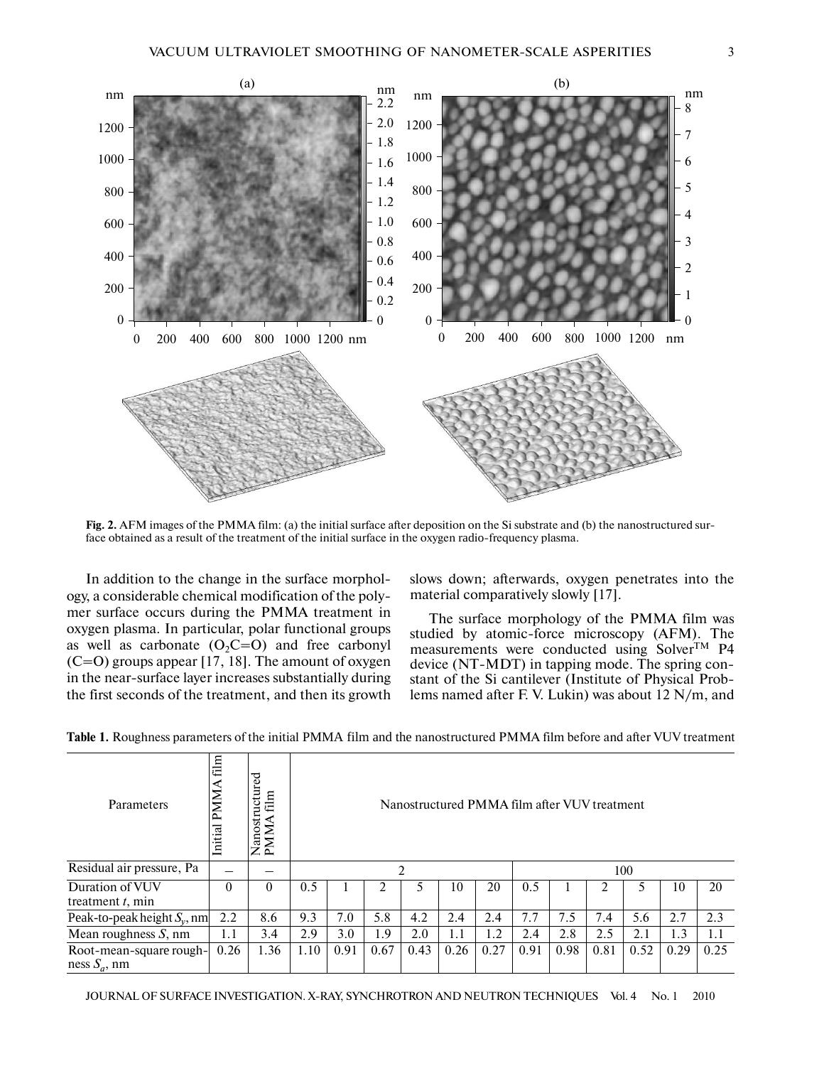**Fig. 2.** AFM images of the PMMA film: (a) the initial surface after deposition on the Si substrate and (b) the nanostructured surface obtained as a result of the treatment of the initial surface in the oxygen radio-frequency plasma.

In addition to the change in the surface morphology, a considerable chemical modification of the polymer surface occurs during the PMMA treatment in oxygen plasma. In particular, polar functional groups as well as carbonate ($O_2C{=}O$) and free carbonyl ($C{=}O$) groups appear [17, 18]. The amount of oxygen in the near-surface layer increases substantially during the first seconds of the treatment, and then its growth slows down; afterwards, oxygen penetrates into the material comparatively slowly [17].

The surface morphology of the PMMA film was studied by atomic-force microscopy (AFM). The measurements were conducted using Solver™ P4 device (NT-MDT) in tapping mode. The spring constant of the Si cantilever (Institute of Physical Problems named after F. V. Lukin) was about 12 N/m, and

**Table 1.** Roughness parameters of the initial PMMA film and the nanostructured PMMA film before and after VUV treatment

| Parameters | Initial PMMA film | Nanostructured PMMA film | Nanostructured PMMA film after VUV treatment | | | | | | | | | | | |
|---|---|---|---|---|---|---|---|---|---|---|---|---|---|---|
| Residual air pressure, Pa | – | – | 2 | | | | | | 100 | | | | | |
| Duration of VUV treatment $t$, min | 0 | 0 | 0.5 | 1 | 2 | 5 | 10 | 20 | 0.5 | 1 | 2 | 5 | 10 | 20 |
| Peak-to-peak height $S_y$, nm | 2.2 | 8.6 | 9.3 | 7.0 | 5.8 | 4.2 | 2.4 | 2.4 | 7.7 | 7.5 | 7.4 | 5.6 | 2.7 | 2.3 |
| Mean roughness $S$, nm | 1.1 | 3.4 | 2.9 | 3.0 | 1.9 | 2.0 | 1.1 | 1.2 | 2.4 | 2.8 | 2.5 | 2.1 | 1.3 | 1.1 |
| Root-mean-square roughness $S_a$, nm | 0.26 | 1.36 | 1.10 | 0.91 | 0.67 | 0.43 | 0.26 | 0.27 | 0.91 | 0.98 | 0.81 | 0.52 | 0.29 | 0.25 |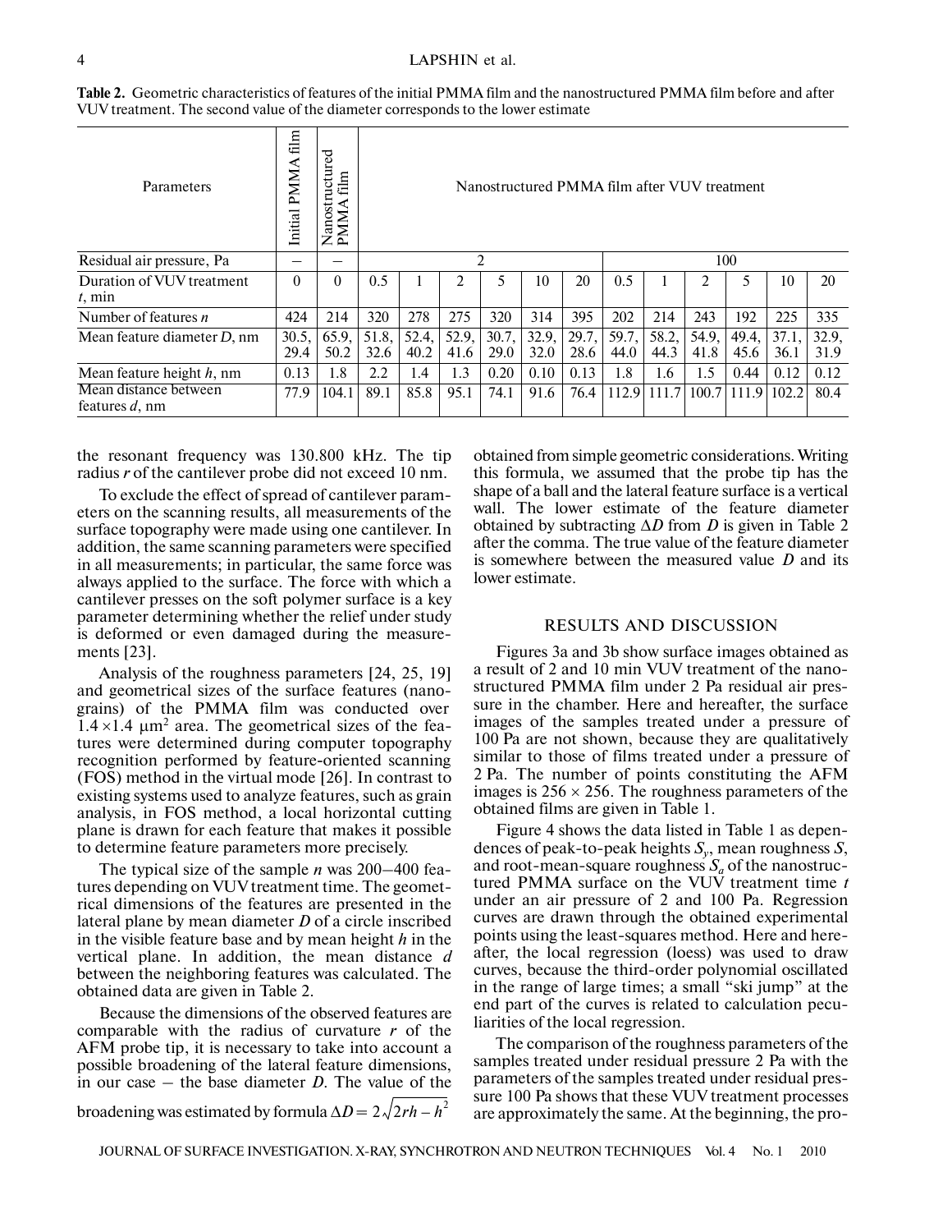**Table 2.** Geometric characteristics of features of the initial PMMA film and the nanostructured PMMA film before and after VUV treatment. The second value of the diameter corresponds to the lower estimate

| Parameters | Initial PMMA film | Nanostructured PMMA film | Nanostructured PMMA film after VUV treatment | | | | | | | | | | | |
|---|---|---|---|---|---|---|---|---|---|---|---|---|---|---|
| Residual air pressure, Pa | – | – | 2 | | | | | | 100 | | | | | |
| Duration of VUV treatment $t$, min | 0 | 0 | 0.5 | 1 | 2 | 5 | 10 | 20 | 0.5 | 1 | 2 | 5 | 10 | 20 |
| Number of features $n$ | 424 | 214 | 320 | 278 | 275 | 320 | 314 | 395 | 202 | 214 | 243 | 192 | 225 | 335 |
| Mean feature diameter $D$, nm | 30.5, 29.4 | 65.9, 50.2 | 51.8, 32.6 | 52.4, 40.2 | 52.9, 41.6 | 30.7, 29.0 | 32.9, 32.0 | 29.7, 28.6 | 59.7, 44.0 | 58.2, 44.3 | 54.9, 41.8 | 49.4, 45.6 | 37.1, 36.1 | 32.9, 31.9 |
| Mean feature height $h$, nm | 0.13 | 1.8 | 2.2 | 1.4 | 1.3 | 0.20 | 0.10 | 0.13 | 1.8 | 1.6 | 1.5 | 0.44 | 0.12 | 0.12 |
| Mean distance between features $d$, nm | 77.9 | 104.1 | 89.1 | 85.8 | 95.1 | 74.1 | 91.6 | 76.4 | 112.9 | 111.7 | 100.7 | 111.9 | 102.2 | 80.4 |

the resonant frequency was 130.800 kHz. The tip radius $r$ of the cantilever probe did not exceed 10 nm.

To exclude the effect of spread of cantilever parameters on the scanning results, all measurements of the surface topography were made using one cantilever. In addition, the same scanning parameters were specified in all measurements; in particular, the same force was always applied to the surface. The force with which a cantilever presses on the soft polymer surface is a key parameter determining whether the relief under study is deformed or even damaged during the measurements [23].

Analysis of the roughness parameters [24, 25, 19] and geometrical sizes of the surface features (nanograins) of the PMMA film was conducted over $1.4 \times 1.4$ μm$^2$ area. The geometrical sizes of the features were determined during computer topography recognition performed by feature-oriented scanning (FOS) method in the virtual mode [26]. In contrast to existing systems used to analyze features, such as grain analysis, in FOS method, a local horizontal cutting plane is drawn for each feature that makes it possible to determine feature parameters more precisely.

The typical size of the sample $n$ was 200–400 features depending on VUV treatment time. The geometrical dimensions of the features are presented in the lateral plane by mean diameter $D$ of a circle inscribed in the visible feature base and by mean height $h$ in the vertical plane. In addition, the mean distance $d$ between the neighboring features was calculated. The obtained data are given in Table 2.

Because the dimensions of the observed features are comparable with the radius of curvature $r$ of the AFM probe tip, it is necessary to take into account a possible broadening of the lateral feature dimensions, in our case – the base diameter $D$. The value of the broadening was estimated by formula $\Delta D = 2\sqrt{2rh - h^2}$ obtained from simple geometric considerations. Writing this formula, we assumed that the probe tip has the shape of a ball and the lateral feature surface is a vertical wall. The lower estimate of the feature diameter obtained by subtracting $\Delta D$ from $D$ is given in Table 2 after the comma. The true value of the feature diameter is somewhere between the measured value $D$ and its lower estimate.

## RESULTS AND DISCUSSION

Figures 3a and 3b show surface images obtained as a result of 2 and 10 min VUV treatment of the nanostructured PMMA film under 2 Pa residual air pressure in the chamber. Here and hereafter, the surface images of the samples treated under a pressure of 100 Pa are not shown, because they are qualitatively similar to those of films treated under a pressure of 2 Pa. The number of points constituting the AFM images is $256 \times 256$. The roughness parameters of the obtained films are given in Table 1.

Figure 4 shows the data listed in Table 1 as dependences of peak-to-peak heights $S_y$, mean roughness $S$, and root-mean-square roughness $S_a$ of the nanostructured PMMA surface on the VUV treatment time $t$ under an air pressure of 2 and 100 Pa. Regression curves are drawn through the obtained experimental points using the least-squares method. Here and hereafter, the local regression (loess) was used to draw curves, because the third-order polynomial oscillated in the range of large times; a small "ski jump" at the end part of the curves is related to calculation peculiarities of the local regression.

The comparison of the roughness parameters of the samples treated under residual pressure 2 Pa with the parameters of the samples treated under residual pressure 100 Pa shows that these VUV treatment processes are approximately the same. At the beginning, the pro-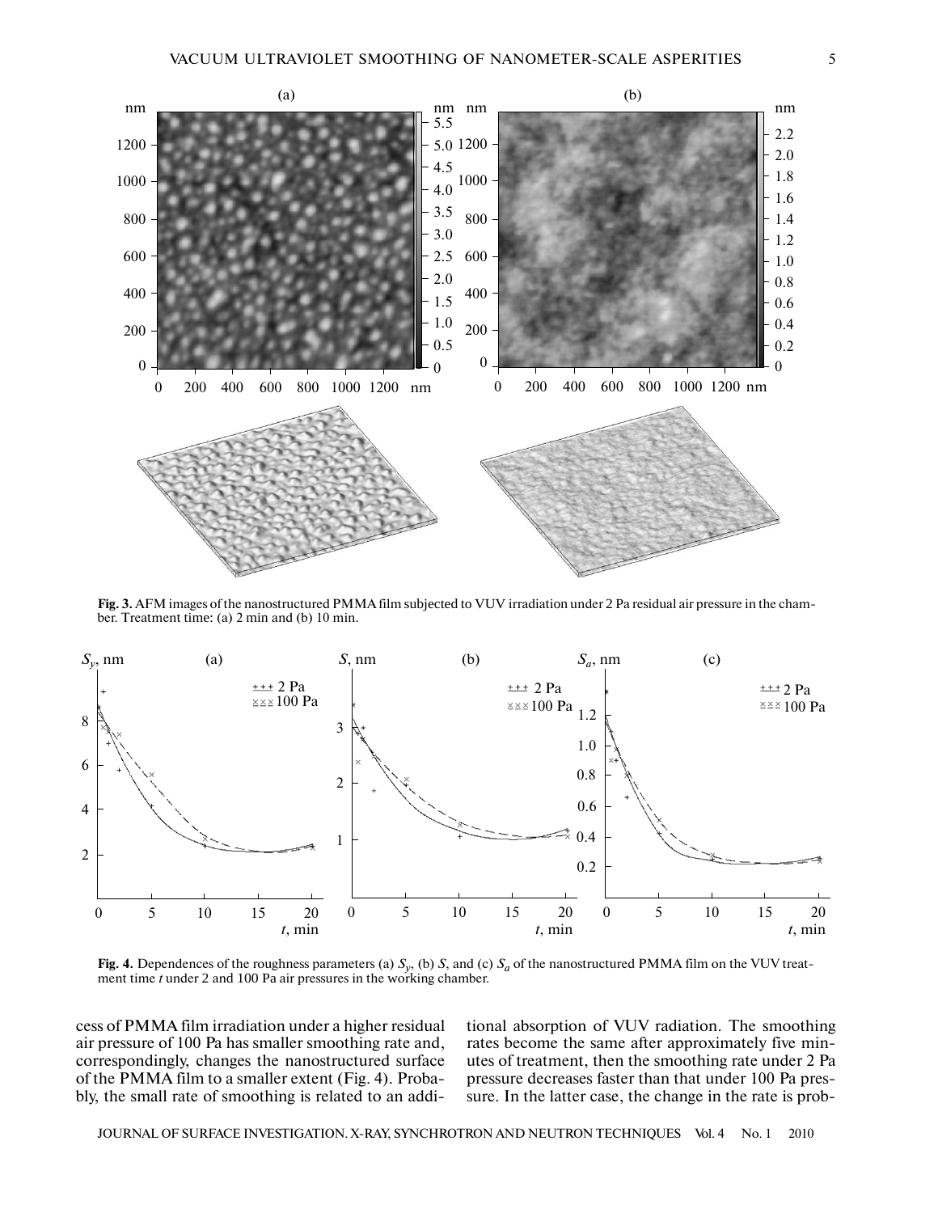**Fig. 3.** AFM images of the nanostructured PMMA film subjected to VUV irradiation under 2 Pa residual air pressure in the chamber. Treatment time: (a) 2 min and (b) 10 min.

**Fig. 4.** Dependences of the roughness parameters (a) $S_y$, (b) $S$, and (c) $S_a$ of the nanostructured PMMA film on the VUV treatment time $t$ under 2 and 100 Pa air pressures in the working chamber.

cess of PMMA film irradiation under a higher residual air pressure of 100 Pa has smaller smoothing rate and, correspondingly, changes the nanostructured surface of the PMMA film to a smaller extent (Fig. 4). Probably, the small rate of smoothing is related to an additional absorption of VUV radiation. The smoothing rates become the same after approximately five minutes of treatment, then the smoothing rate under 2 Pa pressure decreases faster than that under 100 Pa pressure. In the latter case, the change in the rate is prob-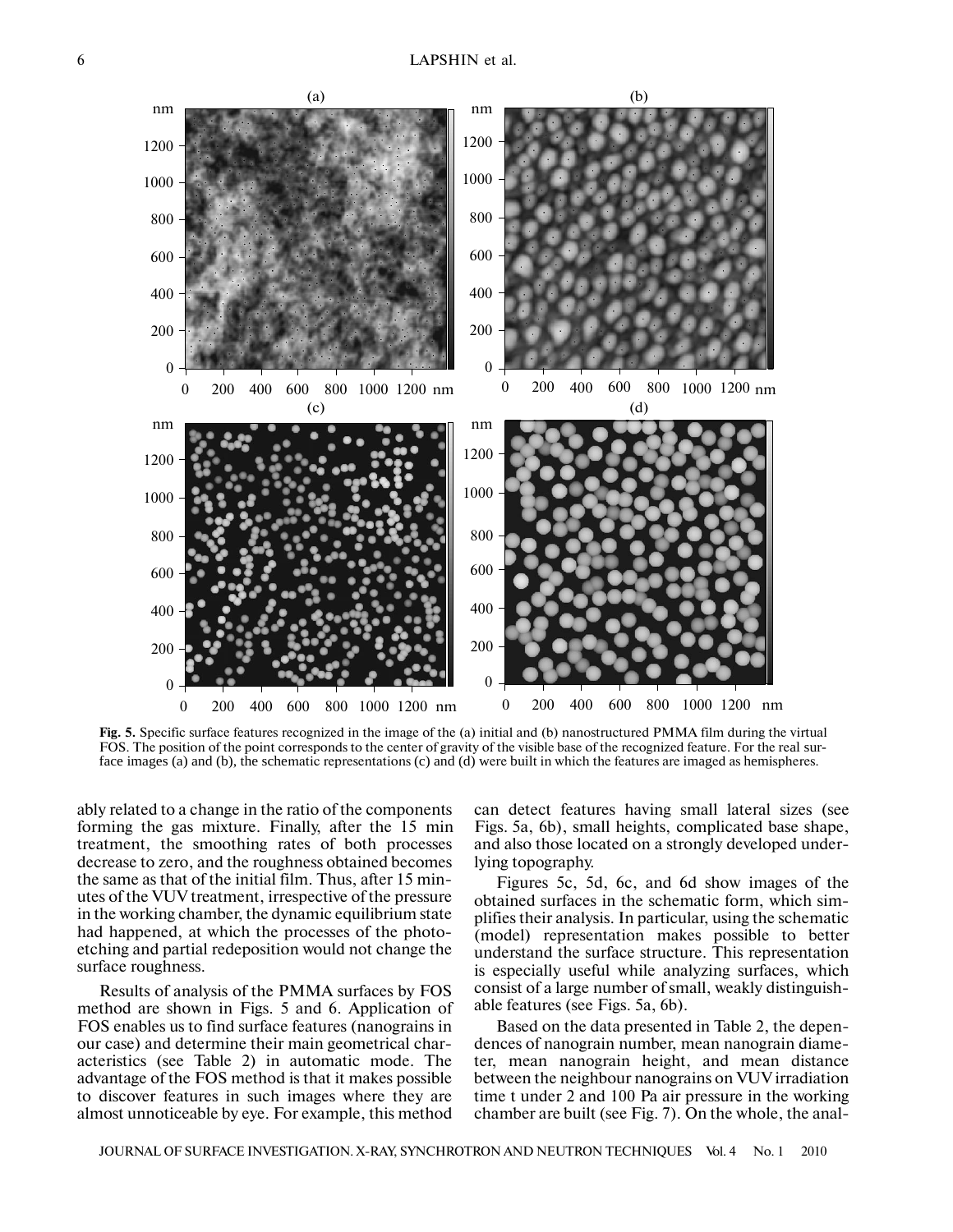**Fig. 5.** Specific surface features recognized in the image of the (a) initial and (b) nanostructured PMMA film during the virtual FOS. The position of the point corresponds to the center of gravity of the visible base of the recognized feature. For the real surface images (a) and (b), the schematic representations (c) and (d) were built in which the features are imaged as hemispheres.

ably related to a change in the ratio of the components forming the gas mixture. Finally, after the 15 min treatment, the smoothing rates of both processes decrease to zero, and the roughness obtained becomes the same as that of the initial film. Thus, after 15 minutes of the VUV treatment, irrespective of the pressure in the working chamber, the dynamic equilibrium state had happened, at which the processes of the photoetching and partial redeposition would not change the surface roughness.

Results of analysis of the PMMA surfaces by FOS method are shown in Figs. 5 and 6. Application of FOS enables us to find surface features (nanograins in our case) and determine their main geometrical characteristics (see Table 2) in automatic mode. The advantage of the FOS method is that it makes possible to discover features in such images where they are almost unnoticeable by eye. For example, this method can detect features having small lateral sizes (see Figs. 5a, 6b), small heights, complicated base shape, and also those located on a strongly developed underlying topography.

Figures 5c, 5d, 6c, and 6d show images of the obtained surfaces in the schematic form, which simplifies their analysis. In particular, using the schematic (model) representation makes possible to better understand the surface structure. This representation is especially useful while analyzing surfaces, which consist of a large number of small, weakly distinguishable features (see Figs. 5a, 6b).

Based on the data presented in Table 2, the dependences of nanograin number, mean nanograin diameter, mean nanograin height, and mean distance between the neighbour nanograins on VUV irradiation time t under 2 and 100 Pa air pressure in the working chamber are built (see Fig. 7). On the whole, the anal-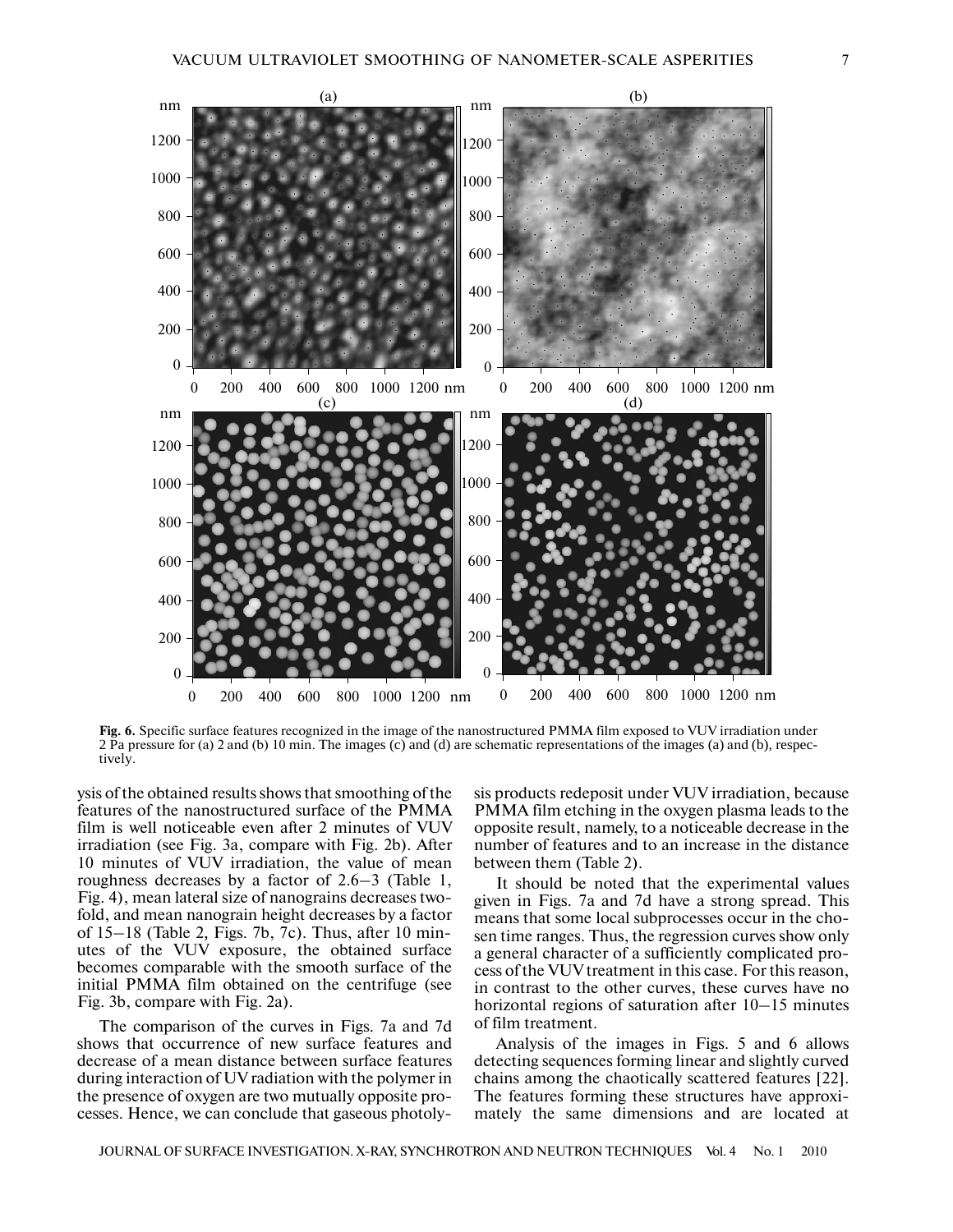**Fig. 6.** Specific surface features recognized in the image of the nanostructured PMMA film exposed to VUV irradiation under 2 Pa pressure for (a) 2 and (b) 10 min. The images (c) and (d) are schematic representations of the images (a) and (b), respectively.

ysis of the obtained results shows that smoothing of the features of the nanostructured surface of the PMMA film is well noticeable even after 2 minutes of VUV irradiation (see Fig. 3a, compare with Fig. 2b). After 10 minutes of VUV irradiation, the value of mean roughness decreases by a factor of 2.6–3 (Table 1, Fig. 4), mean lateral size of nanograins decreases twofold, and mean nanograin height decreases by a factor of 15–18 (Table 2, Figs. 7b, 7c). Thus, after 10 minutes of the VUV exposure, the obtained surface becomes comparable with the smooth surface of the initial PMMA film obtained on the centrifuge (see Fig. 3b, compare with Fig. 2a).

The comparison of the curves in Figs. 7a and 7d shows that occurrence of new surface features and decrease of a mean distance between surface features during interaction of UV radiation with the polymer in the presence of oxygen are two mutually opposite processes. Hence, we can conclude that gaseous photolysis products redeposit under VUV irradiation, because PMMA film etching in the oxygen plasma leads to the opposite result, namely, to a noticeable decrease in the number of features and to an increase in the distance between them (Table 2).

It should be noted that the experimental values given in Figs. 7a and 7d have a strong spread. This means that some local subprocesses occur in the chosen time ranges. Thus, the regression curves show only a general character of a sufficiently complicated process of the VUV treatment in this case. For this reason, in contrast to the other curves, these curves have no horizontal regions of saturation after 10–15 minutes of film treatment.

Analysis of the images in Figs. 5 and 6 allows detecting sequences forming linear and slightly curved chains among the chaotically scattered features [22]. The features forming these structures have approximately the same dimensions and are located at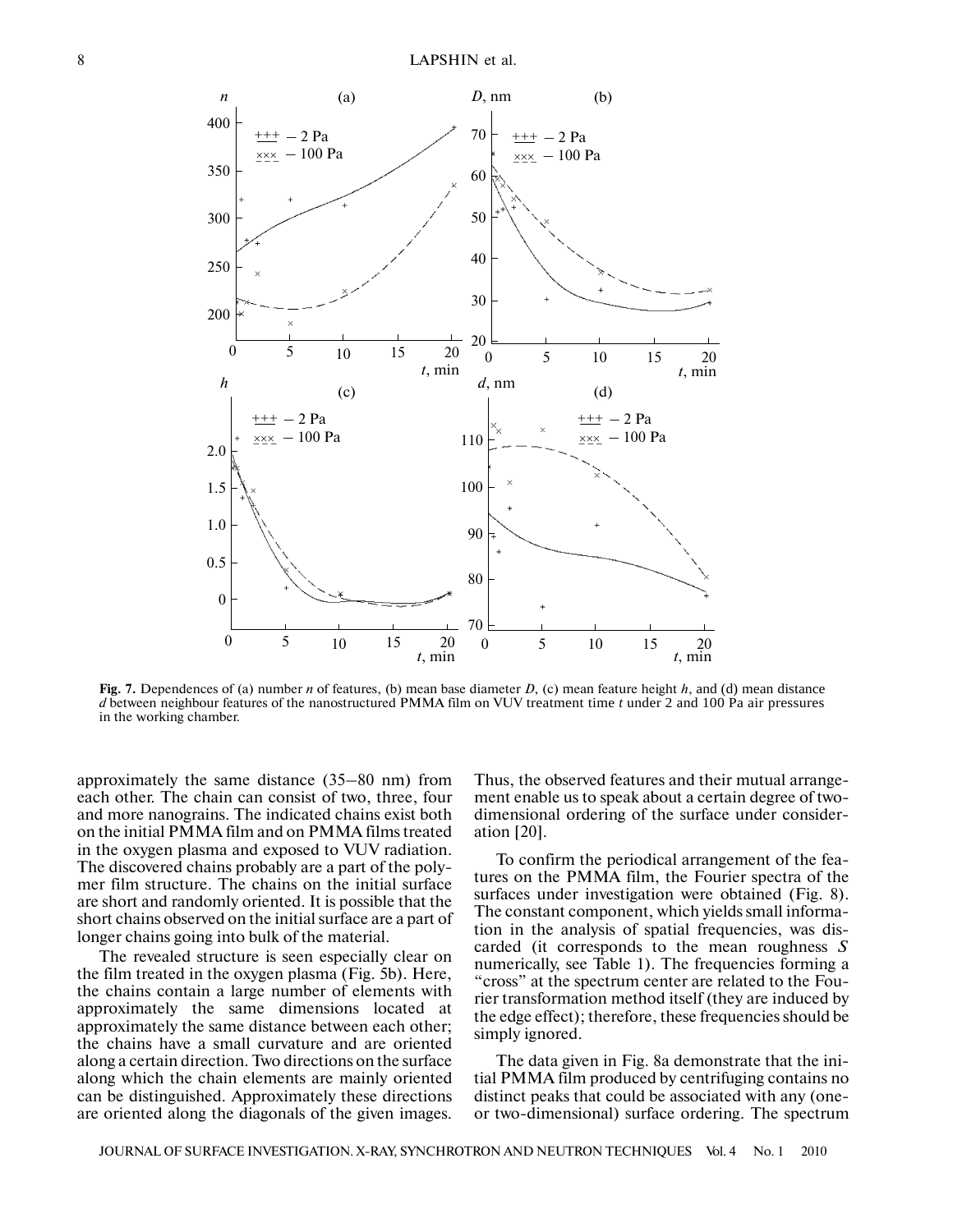**Fig. 7.** Dependences of (a) number $n$ of features, (b) mean base diameter $D$, (c) mean feature height $h$, and (d) mean distance $d$ between neighbour features of the nanostructured PMMA film on VUV treatment time $t$ under 2 and 100 Pa air pressures in the working chamber.

approximately the same distance (35–80 nm) from each other. The chain can consist of two, three, four and more nanograins. The indicated chains exist both on the initial PMMA film and on PMMA films treated in the oxygen plasma and exposed to VUV radiation. The discovered chains probably are a part of the polymer film structure. The chains on the initial surface are short and randomly oriented. It is possible that the short chains observed on the initial surface are a part of longer chains going into bulk of the material.

The revealed structure is seen especially clear on the film treated in the oxygen plasma (Fig. 5b). Here, the chains contain a large number of elements with approximately the same dimensions located at approximately the same distance between each other; the chains have a small curvature and are oriented along a certain direction. Two directions on the surface along which the chain elements are mainly oriented can be distinguished. Approximately these directions are oriented along the diagonals of the given images. Thus, the observed features and their mutual arrangement enable us to speak about a certain degree of two-dimensional ordering of the surface under consideration [20].

To confirm the periodical arrangement of the features on the PMMA film, the Fourier spectra of the surfaces under investigation were obtained (Fig. 8). The constant component, which yields small information in the analysis of spatial frequencies, was discarded (it corresponds to the mean roughness $S$ numerically, see Table 1). The frequencies forming a "cross" at the spectrum center are related to the Fourier transformation method itself (they are induced by the edge effect); therefore, these frequencies should be simply ignored.

The data given in Fig. 8a demonstrate that the initial PMMA film produced by centrifuging contains no distinct peaks that could be associated with any (one- or two-dimensional) surface ordering. The spectrum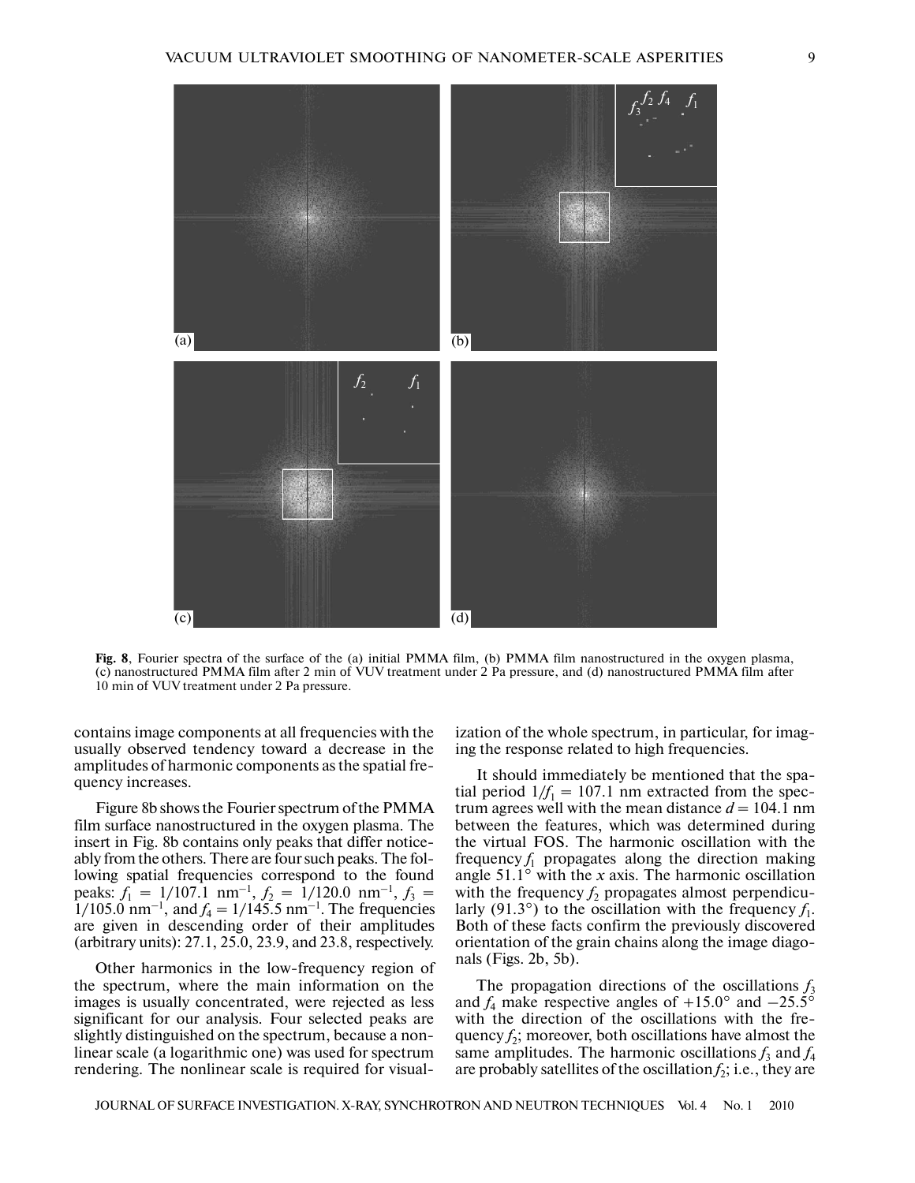Fig. 8, Fourier spectra of the surface of the (a) initial PMMA film, (b) PMMA film nanostructured in the oxygen plasma, (c) nanostructured PMMA film after 2 min of VUV treatment under 2 Pa pressure, and (d) nanostructured PMMA film after 10 min of VUV treatment under 2 Pa pressure.

contains image components at all frequencies with the usually observed tendency toward a decrease in the amplitudes of harmonic components as the spatial frequency increases.

Figure 8b shows the Fourier spectrum of the PMMA film surface nanostructured in the oxygen plasma. The insert in Fig. 8b contains only peaks that differ noticeably from the others. There are four such peaks. The following spatial frequencies correspond to the found peaks: $f_1 = 1/107.1$ nm$^{-1}$, $f_2 = 1/120.0$ nm$^{-1}$, $f_3 = 1/105.0$ nm$^{-1}$, and $f_4 = 1/145.5$ nm$^{-1}$. The frequencies are given in descending order of their amplitudes (arbitrary units): 27.1, 25.0, 23.9, and 23.8, respectively.

Other harmonics in the low-frequency region of the spectrum, where the main information on the images is usually concentrated, were rejected as less significant for our analysis. Four selected peaks are slightly distinguished on the spectrum, because a nonlinear scale (a logarithmic one) was used for spectrum rendering. The nonlinear scale is required for visualization of the whole spectrum, in particular, for imaging the response related to high frequencies.

It should immediately be mentioned that the spatial period $1/f_1 = 107.1$ nm extracted from the spectrum agrees well with the mean distance $d = 104.1$ nm between the features, which was determined during the virtual FOS. The harmonic oscillation with the frequency $f_1$ propagates along the direction making angle 51.1° with the $x$ axis. The harmonic oscillation with the frequency $f_2$ propagates almost perpendicularly (91.3°) to the oscillation with the frequency $f_1$. Both of these facts confirm the previously discovered orientation of the grain chains along the image diagonals (Figs. 2b, 5b).

The propagation directions of the oscillations $f_3$ and $f_4$ make respective angles of +15.0° and −25.5° with the direction of the oscillations with the frequency $f_2$; moreover, both oscillations have almost the same amplitudes. The harmonic oscillations $f_3$ and $f_4$ are probably satellites of the oscillation $f_2$; i.e., they are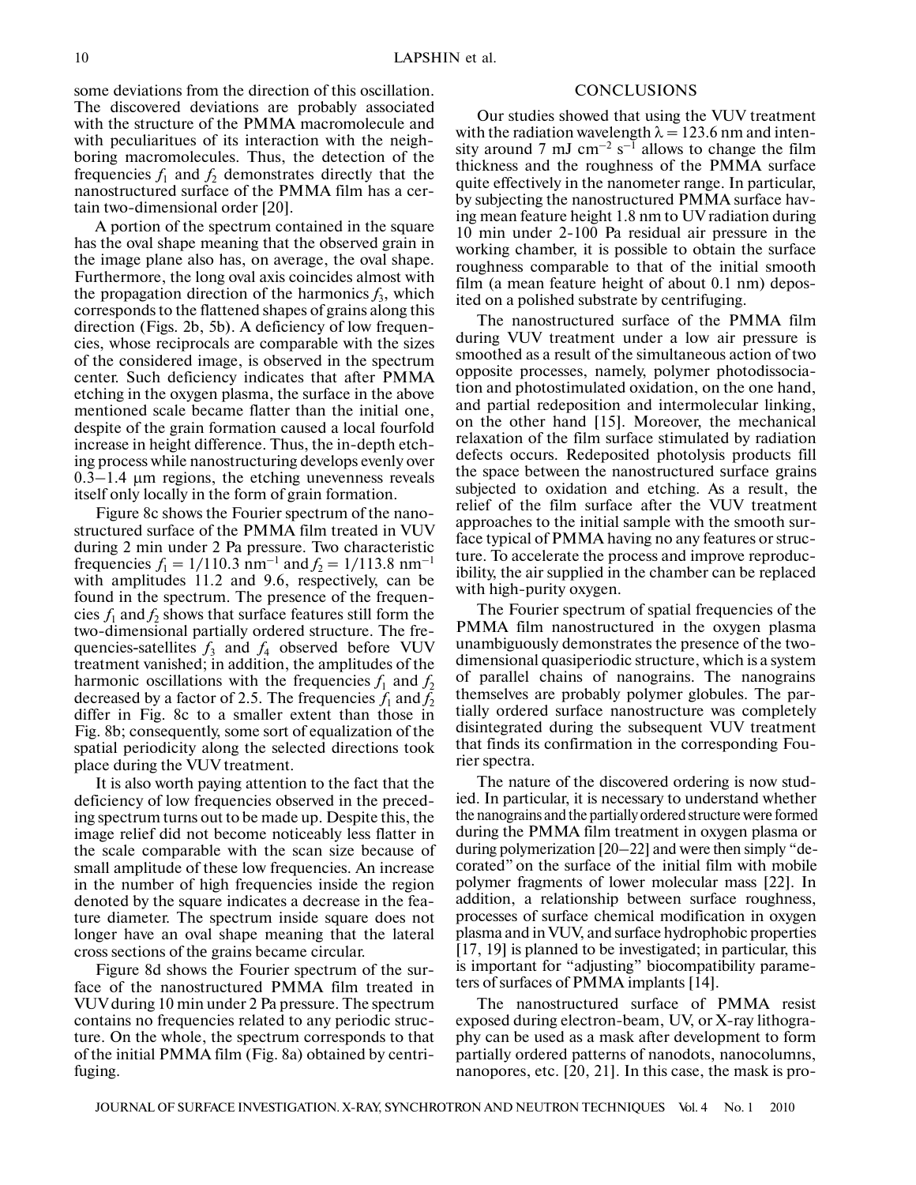some deviations from the direction of this oscillation. The discovered deviations are probably associated with the structure of the PMMA macromolecule and with peculiarities of its interaction with the neighboring macromolecules. Thus, the detection of the frequencies $f_1$ and $f_2$ demonstrates directly that the nanostructured surface of the PMMA film has a certain two-dimensional order [20].

A portion of the spectrum contained in the square has the oval shape meaning that the observed grain in the image plane also has, on average, the oval shape. Furthermore, the long oval axis coincides almost with the propagation direction of the harmonics $f_3$, which corresponds to the flattened shapes of grains along this direction (Figs. 2b, 5b). A deficiency of low frequencies, whose reciprocals are comparable with the sizes of the considered image, is observed in the spectrum center. Such deficiency indicates that after PMMA etching in the oxygen plasma, the surface in the above mentioned scale became flatter than the initial one, despite of the grain formation caused a local fourfold increase in height difference. Thus, the in-depth etching process while nanostructuring develops evenly over 0.3–1.4 μm regions, the etching unevenness reveals itself only locally in the form of grain formation.

Figure 8c shows the Fourier spectrum of the nanostructured surface of the PMMA film treated in VUV during 2 min under 2 Pa pressure. Two characteristic frequencies $f_1 = 1/110.3$ nm$^{-1}$ and $f_2 = 1/113.8$ nm$^{-1}$ with amplitudes 11.2 and 9.6, respectively, can be found in the spectrum. The presence of the frequencies $f_1$ and $f_2$ shows that surface features still form the two-dimensional partially ordered structure. The frequencies-satellites $f_3$ and $f_4$ observed before VUV treatment vanished; in addition, the amplitudes of the harmonic oscillations with the frequencies $f_1$ and $f_2$ decreased by a factor of 2.5. The frequencies $f_1$ and $f_2$ differ in Fig. 8c to a smaller extent than those in Fig. 8b; consequently, some sort of equalization of the spatial periodicity along the selected directions took place during the VUV treatment.

It is also worth paying attention to the fact that the deficiency of low frequencies observed in the preceding spectrum turns out to be made up. Despite this, the image relief did not become noticeably less flatter in the scale comparable with the scan size because of small amplitude of these low frequencies. An increase in the number of high frequencies inside the region denoted by the square indicates a decrease in the feature diameter. The spectrum inside square does not longer have an oval shape meaning that the lateral cross sections of the grains became circular.

Figure 8d shows the Fourier spectrum of the surface of the nanostructured PMMA film treated in VUV during 10 min under 2 Pa pressure. The spectrum contains no frequencies related to any periodic structure. On the whole, the spectrum corresponds to that of the initial PMMA film (Fig. 8a) obtained by centrifuging.

## CONCLUSIONS

Our studies showed that using the VUV treatment with the radiation wavelength $\lambda = 123.6$ nm and intensity around 7 mJ cm$^{-2}$ s$^{-1}$ allows to change the film thickness and the roughness of the PMMA surface quite effectively in the nanometer range. In particular, by subjecting the nanostructured PMMA surface having mean feature height 1.8 nm to UV radiation during 10 min under 2-100 Pa residual air pressure in the working chamber, it is possible to obtain the surface roughness comparable to that of the initial smooth film (a mean feature height of about 0.1 nm) deposited on a polished substrate by centrifuging.

The nanostructured surface of the PMMA film during VUV treatment under a low air pressure is smoothed as a result of the simultaneous action of two opposite processes, namely, polymer photodissociation and photostimulated oxidation, on the one hand, and partial redeposition and intermolecular linking, on the other hand [15]. Moreover, the mechanical relaxation of the film surface stimulated by radiation defects occurs. Redeposited photolysis products fill the space between the nanostructured surface grains subjected to oxidation and etching. As a result, the relief of the film surface after the VUV treatment approaches to the initial sample with the smooth surface typical of PMMA having no any features or structure. To accelerate the process and improve reproducibility, the air supplied in the chamber can be replaced with high-purity oxygen.

The Fourier spectrum of spatial frequencies of the PMMA film nanostructured in the oxygen plasma unambiguously demonstrates the presence of the two-dimensional quasiperiodic structure, which is a system of parallel chains of nanograins. The nanograins themselves are probably polymer globules. The partially ordered surface nanostructure was completely disintegrated during the subsequent VUV treatment that finds its confirmation in the corresponding Fourier spectra.

The nature of the discovered ordering is now studied. In particular, it is necessary to understand whether the nanograins and the partially ordered structure were formed during the PMMA film treatment in oxygen plasma or during polymerization [20–22] and were then simply "decorated" on the surface of the initial film with mobile polymer fragments of lower molecular mass [22]. In addition, a relationship between surface roughness, processes of surface chemical modification in oxygen plasma and in VUV, and surface hydrophobic properties [17, 19] is planned to be investigated; in particular, this is important for "adjusting" biocompatibility parameters of surfaces of PMMA implants [14].

The nanostructured surface of PMMA resist exposed during electron-beam, UV, or X-ray lithography can be used as a mask after development to form partially ordered patterns of nanodots, nanocolumns, nanopores, etc. [20, 21]. In this case, the mask is pro-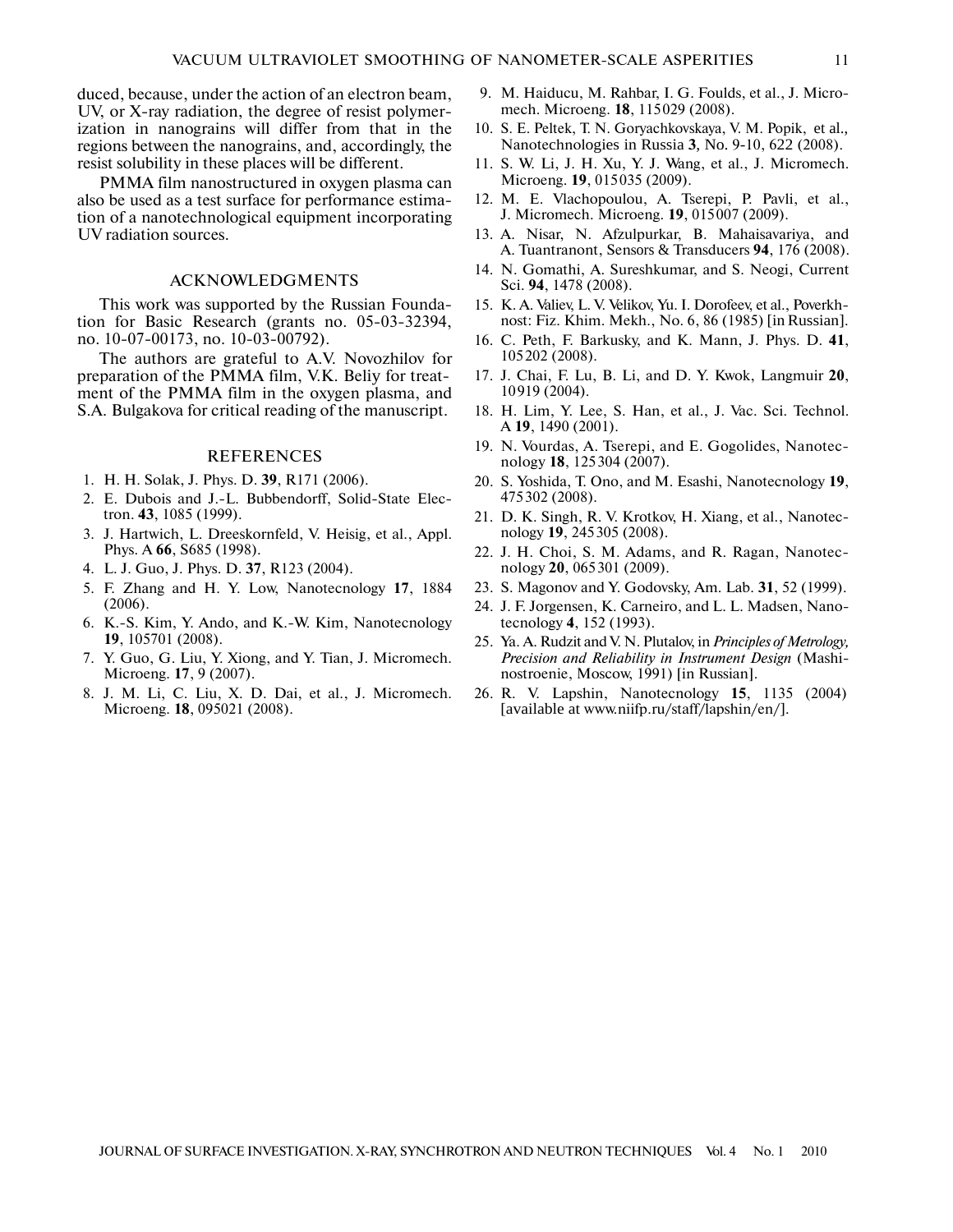duced, because, under the action of an electron beam, UV, or X-ray radiation, the degree of resist polymerization in nanograins will differ from that in the regions between the nanograins, and, accordingly, the resist solubility in these places will be different.

PMMA film nanostructured in oxygen plasma can also be used as a test surface for performance estimation of a nanotechnological equipment incorporating UV radiation sources.

## ACKNOWLEDGMENTS

This work was supported by the Russian Foundation for Basic Research (grants no. 05-03-32394, no. 10-07-00173, no. 10-03-00792).

The authors are grateful to A.V. Novozhilov for preparation of the PMMA film, V.K. Beliy for treatment of the PMMA film in the oxygen plasma, and S.A. Bulgakova for critical reading of the manuscript.

## REFERENCES

1. H. H. Solak, J. Phys. D. **39**, R171 (2006).
2. E. Dubois and J.-L. Bubbendorff, Solid-State Electron. **43**, 1085 (1999).
3. J. Hartwich, L. Dreeskornfeld, V. Heisig, et al., Appl. Phys. A **66**, S685 (1998).
4. L. J. Guo, J. Phys. D. **37**, R123 (2004).
5. F. Zhang and H. Y. Low, Nanotecnology **17**, 1884 (2006).
6. K.-S. Kim, Y. Ando, and K.-W. Kim, Nanotecnology **19**, 105701 (2008).
7. Y. Guo, G. Liu, Y. Xiong, and Y. Tian, J. Micromech. Microeng. **17**, 9 (2007).
8. J. M. Li, C. Liu, X. D. Dai, et al., J. Micromech. Microeng. **18**, 095021 (2008).
9. M. Haiducu, M. Rahbar, I. G. Foulds, et al., J. Micromech. Microeng. **18**, 115029 (2008).
10. S. E. Peltek, T. N. Goryachkovskaya, V. M. Popik, et al., Nanotechnologies in Russia **3**, No. 9-10, 622 (2008).
11. S. W. Li, J. H. Xu, Y. J. Wang, et al., J. Micromech. Microeng. **19**, 015035 (2009).
12. M. E. Vlachopoulou, A. Tserepi, P. Pavli, et al., J. Micromech. Microeng. **19**, 015007 (2009).
13. A. Nisar, N. Afzulpurkar, B. Mahaisavariya, and A. Tuantranont, Sensors & Transducers **94**, 176 (2008).
14. N. Gomathi, A. Sureshkumar, and S. Neogi, Current Sci. **94**, 1478 (2008).
15. K. A. Valiev, L. V. Velikov, Yu. I. Dorofeev, et al., Poverkhnost: Fiz. Khim. Mekh., No. 6, 86 (1985) [in Russian].
16. C. Peth, F. Barkusky, and K. Mann, J. Phys. D. **41**, 105202 (2008).
17. J. Chai, F. Lu, B. Li, and D. Y. Kwok, Langmuir **20**, 10919 (2004).
18. H. Lim, Y. Lee, S. Han, et al., J. Vac. Sci. Technol. A **19**, 1490 (2001).
19. N. Vourdas, A. Tserepi, and E. Gogolides, Nanotecnology **18**, 125304 (2007).
20. S. Yoshida, T. Ono, and M. Esashi, Nanotecnology **19**, 475302 (2008).
21. D. K. Singh, R. V. Krotkov, H. Xiang, et al., Nanotecnology **19**, 245305 (2008).
22. J. H. Choi, S. M. Adams, and R. Ragan, Nanotecnology **20**, 065301 (2009).
23. S. Magonov and Y. Godovsky, Am. Lab. **31**, 52 (1999).
24. J. F. Jorgensen, K. Carneiro, and L. L. Madsen, Nanotecnology **4**, 152 (1993).
25. Ya. A. Rudzit and V. N. Plutalov, in *Principles of Metrology, Precision and Reliability in Instrument Design* (Mashinostroenie, Moscow, 1991) [in Russian].
26. R. V. Lapshin, Nanotecnology **15**, 1135 (2004) [available at www.niifp.ru/staff/lapshin/en/].